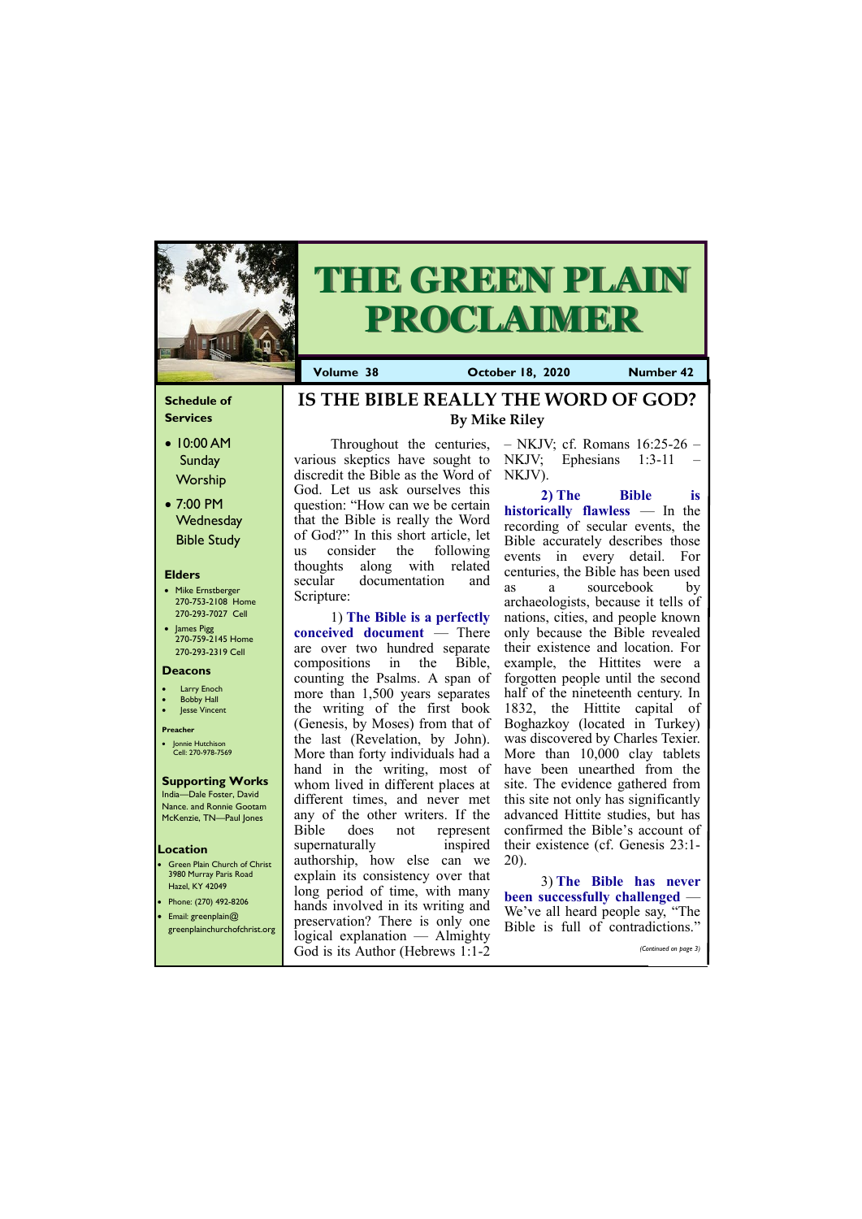# THE GREEN PLAIN PROCLAIMER

**Volume 38** **October 18, 2020** **Number 42**

### Schedule of Services

- 10:00 AM Sunday Worship
- 7:00 PM Wednesday Bible Study

### Elders

- Mike Ernstberger 270-753-2108 Home 270-293-7027 Cell
- James Pigg 270-759-2145 Home 270-293-2319 Cell

### Deacons

- Larry Enoch
- Bobby Hall
- Jesse Vincent

### Preacher

- Jonnie Hutchison Cell: 270-978-7569

### Supporting Works

India—Dale Foster, David Nance. and Ronnie Gootam McKenzie, TN—Paul Jones

### Location

- Green Plain Church of Christ 3980 Murray Paris Road Hazel, KY 42049
- Phone: (270) 492-8206
- Email: greenplain@greenplainchurchofchrist.org

## IS THE BIBLE REALLY THE WORD OF GOD?

**By Mike Riley**

Throughout the centuries, various skeptics have sought to discredit the Bible as the Word of God. Let us ask ourselves this question: "How can we be certain that the Bible is really the Word of God?" In this short article, let us consider the following thoughts along with related secular documentation and Scripture:

1) **The Bible is a perfectly conceived document** — There are over two hundred separate compositions in the Bible, counting the Psalms. A span of more than 1,500 years separates the writing of the first book (Genesis, by Moses) from that of the last (Revelation, by John). More than forty individuals had a hand in the writing, most of whom lived in different places at different times, and never met any of the other writers. If the Bible does not represent supernaturally inspired authorship, how else can we explain its consistency over that long period of time, with many hands involved in its writing and preservation? There is only one logical explanation — Almighty God is its Author (Hebrews 1:1-2 – NKJV; cf. Romans 16:25-26 – NKJV; Ephesians 1:3-11 – NKJV).

2) **The Bible is historically flawless** — In the recording of secular events, the Bible accurately describes those events in every detail. For centuries, the Bible has been used as a sourcebook by archaeologists, because it tells of nations, cities, and people known only because the Bible revealed their existence and location. For example, the Hittites were a forgotten people until the second half of the nineteenth century. In 1832, the Hittite capital of Boghazkoy (located in Turkey) was discovered by Charles Texier. More than 10,000 clay tablets have been unearthed from the site. The evidence gathered from this site not only has significantly advanced Hittite studies, but has confirmed the Bible's account of their existence (cf. Genesis 23:1-20).

3) **The Bible has never been successfully challenged** — We've all heard people say, "The Bible is full of contradictions."

*(Continued on page 3)*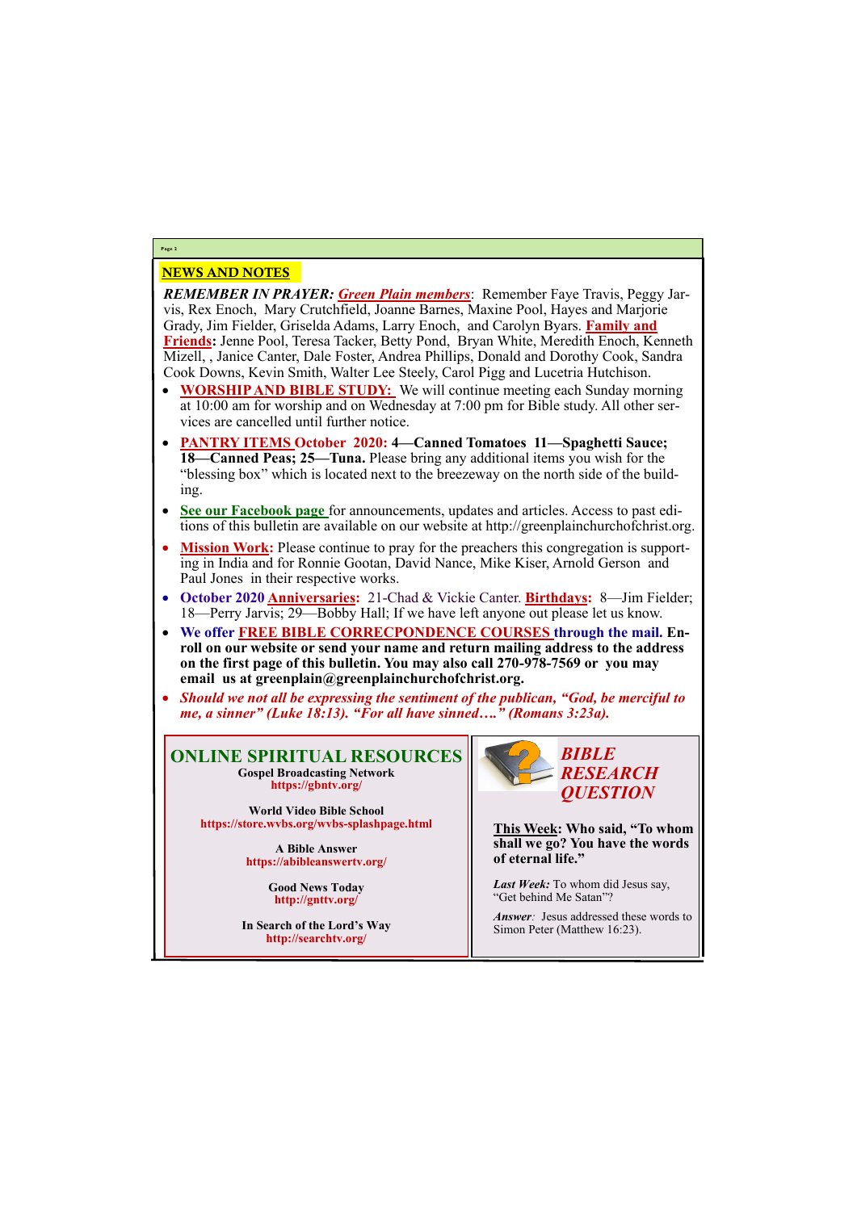## NEWS AND NOTES

***REMEMBER IN PRAYER:*** ***Green Plain members***: Remember Faye Travis, Peggy Jarvis, Rex Enoch, Mary Crutchfield, Joanne Barnes, Maxine Pool, Hayes and Marjorie Grady, Jim Fielder, Griselda Adams, Larry Enoch, and Carolyn Byars. **Family and Friends:** Jenne Pool, Teresa Tacker, Betty Pond, Bryan White, Meredith Enoch, Kenneth Mizell, , Janice Canter, Dale Foster, Andrea Phillips, Donald and Dorothy Cook, Sandra Cook Downs, Kevin Smith, Walter Lee Steely, Carol Pigg and Lucetria Hutchison.

- **WORSHIP AND BIBLE STUDY:** We will continue meeting each Sunday morning at 10:00 am for worship and on Wednesday at 7:00 pm for Bible study. All other services are cancelled until further notice.
- **PANTRY ITEMS October 2020: 4—Canned Tomatoes 11—Spaghetti Sauce; 18—Canned Peas; 25—Tuna.** Please bring any additional items you wish for the "blessing box" which is located next to the breezeway on the north side of the building.
- **See our Facebook page** for announcements, updates and articles. Access to past editions of this bulletin are available on our website at http://greenplainchurchofchrist.org.
- **Mission Work:** Please continue to pray for the preachers this congregation is supporting in India and for Ronnie Gootan, David Nance, Mike Kiser, Arnold Gerson and Paul Jones in their respective works.
- **October 2020 Anniversaries:** 21-Chad & Vickie Canter. **Birthdays:** 8—Jim Fielder; 18—Perry Jarvis; 29—Bobby Hall; If we have left anyone out please let us know.
- **We offer FREE BIBLE CORRECPONDENCE COURSES through the mail. Enroll on our website or send your name and return mailing address to the address on the first page of this bulletin. You may also call 270-978-7569 or you may email us at greenplain@greenplainchurchofchrist.org.**
- ***Should we not all be expressing the sentiment of the publican, "God, be merciful to me, a sinner" (Luke 18:13). "For all have sinned…." (Romans 3:23a).***

## ONLINE SPIRITUAL RESOURCES

**Gospel Broadcasting Network**
**https://gbntv.org/**

**World Video Bible School**
**https://store.wvbs.org/wvbs-splashpage.html**

**A Bible Answer**
**https://abibleanswertv.org/**

**Good News Today**
**http://gnttv.org/**

**In Search of the Lord's Way**
**http://searchtv.org/**

## *BIBLE RESEARCH QUESTION*

**This Week: Who said, "To whom shall we go? You have the words of eternal life."**

***Last Week:*** To whom did Jesus say, "Get behind Me Satan"?

*Answer:* Jesus addressed these words to Simon Peter (Matthew 16:23).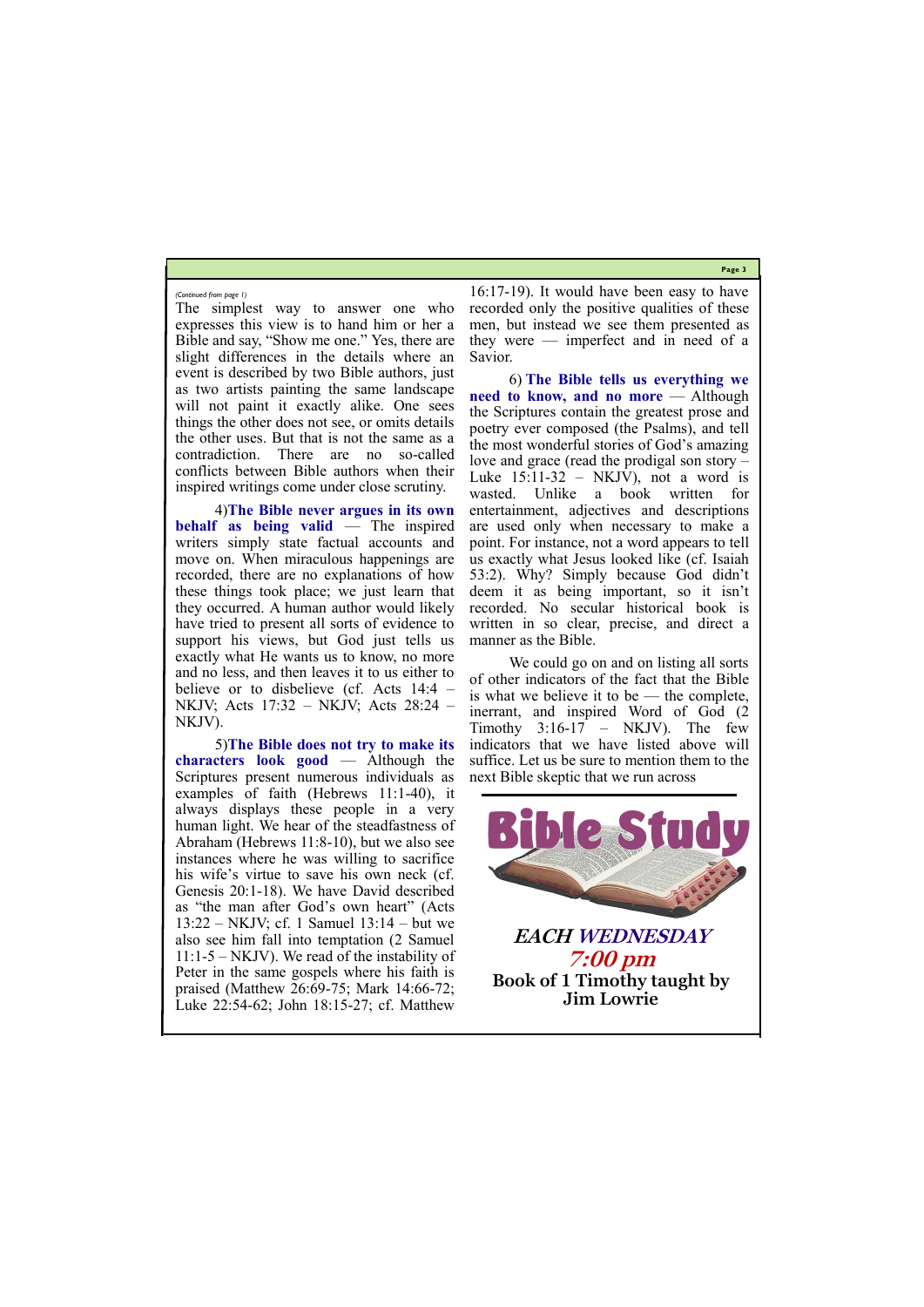*(Continued from page 1)*

The simplest way to answer one who expresses this view is to hand him or her a Bible and say, "Show me one." Yes, there are slight differences in the details where an event is described by two Bible authors, just as two artists painting the same landscape will not paint it exactly alike. One sees things the other does not see, or omits details the other uses. But that is not the same as a contradiction. There are no so-called conflicts between Bible authors when their inspired writings come under close scrutiny.

4) **The Bible never argues in its own behalf as being valid** — The inspired writers simply state factual accounts and move on. When miraculous happenings are recorded, there are no explanations of how these things took place; we just learn that they occurred. A human author would likely have tried to present all sorts of evidence to support his views, but God just tells us exactly what He wants us to know, no more and no less, and then leaves it to us either to believe or to disbelieve (cf. Acts 14:4 – NKJV; Acts 17:32 – NKJV; Acts 28:24 – NKJV).

5) **The Bible does not try to make its characters look good** — Although the Scriptures present numerous individuals as examples of faith (Hebrews 11:1-40), it always displays these people in a very human light. We hear of the steadfastness of Abraham (Hebrews 11:8-10), but we also see instances where he was willing to sacrifice his wife's virtue to save his own neck (cf. Genesis 20:1-18). We have David described as "the man after God's own heart" (Acts 13:22 – NKJV; cf. 1 Samuel 13:14 – but we also see him fall into temptation (2 Samuel 11:1-5 – NKJV). We read of the instability of Peter in the same gospels where his faith is praised (Matthew 26:69-75; Mark 14:66-72; Luke 22:54-62; John 18:15-27; cf. Matthew 16:17-19). It would have been easy to have recorded only the positive qualities of these men, but instead we see them presented as they were — imperfect and in need of a Savior.

6) **The Bible tells us everything we need to know, and no more** — Although the Scriptures contain the greatest prose and poetry ever composed (the Psalms), and tell the most wonderful stories of God's amazing love and grace (read the prodigal son story – Luke 15:11-32 – NKJV), not a word is wasted. Unlike a book written for entertainment, adjectives and descriptions are used only when necessary to make a point. For instance, not a word appears to tell us exactly what Jesus looked like (cf. Isaiah 53:2). Why? Simply because God didn't deem it as being important, so it isn't recorded. No secular historical book is written in so clear, precise, and direct a manner as the Bible.

We could go on and on listing all sorts of other indicators of the fact that the Bible is what we believe it to be — the complete, inerrant, and inspired Word of God (2 Timothy 3:16-17 – NKJV). The few indicators that we have listed above will suffice. Let us be sure to mention them to the next Bible skeptic that we run across

---

## Bible Study

***EACH WEDNESDAY***

***7:00 pm***

**Book of 1 Timothy taught by Jim Lowrie**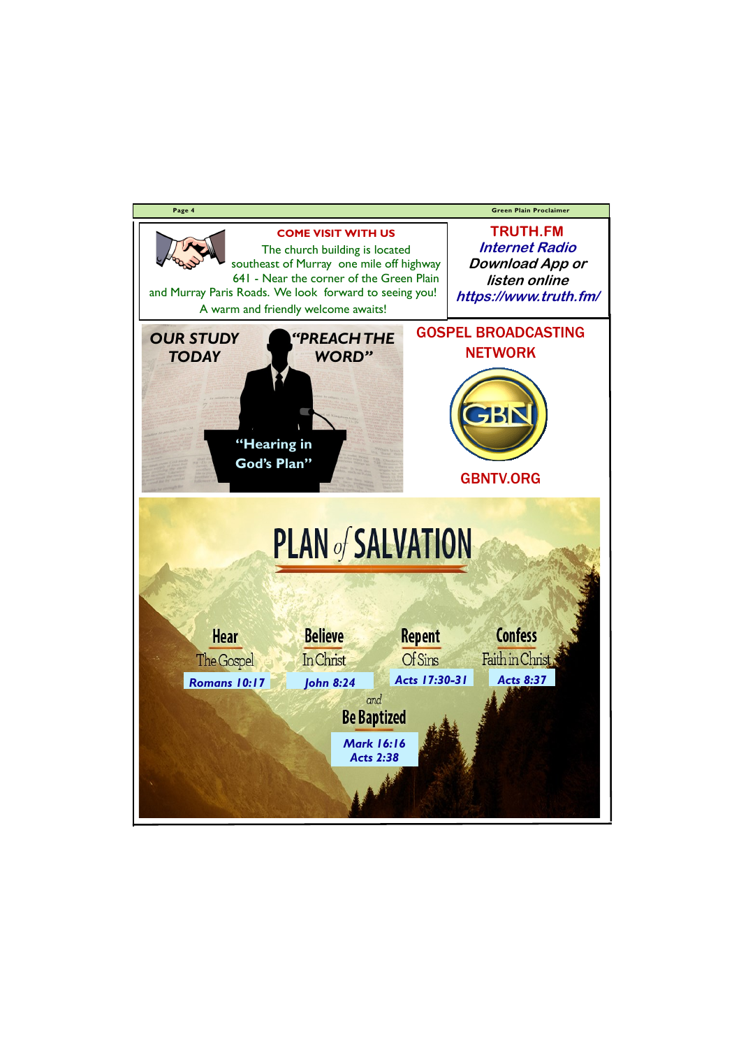## COME VISIT WITH US

The church building is located southeast of Murray one mile off highway 641 - Near the corner of the Green Plain and Murray Paris Roads. We look forward to seeing you!

A warm and friendly welcome awaits!

## TRUTH.FM

*Internet Radio*

***Download App or listen online***

***https://www.truth.fm/***

## OUR STUDY TODAY

***"PREACH THE WORD"***

**"Hearing in God's Plan"**

## GOSPEL BROADCASTING NETWORK

GBN

GBNTV.ORG

# PLAN of SALVATION

**Hear** The Gospel — ***Romans 10:17***

**Believe** In Christ — ***John 8:24***

**Repent** Of Sins — ***Acts 17:30-31***

**Confess** Faith in Christ — ***Acts 8:37***

*and*

**Be Baptized** — ***Mark 16:16***, ***Acts 2:38***